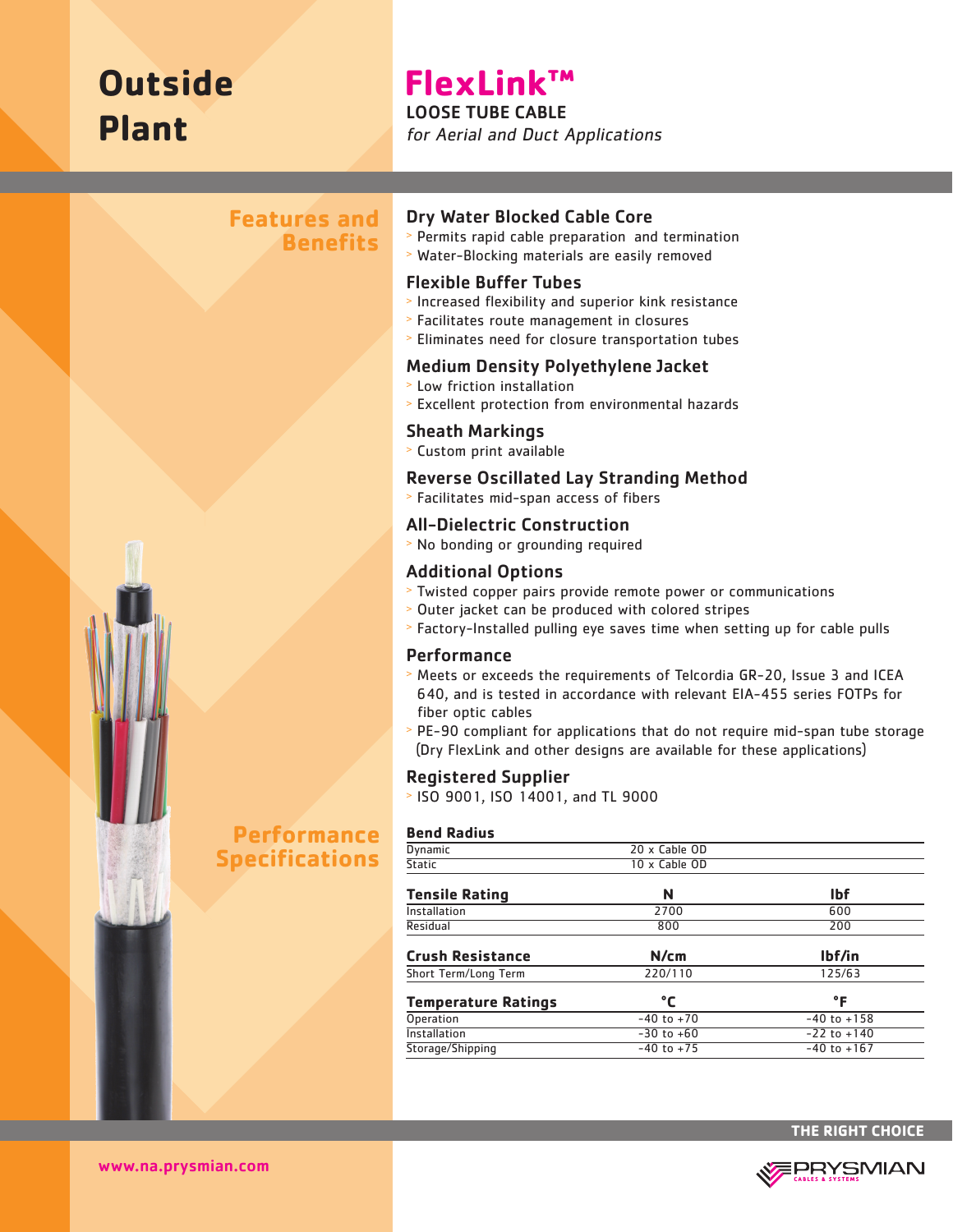# Outside Plant

# FlexLink™

## LOOSE TUBE CABLE

*for Aerial and Duct Applications*

## Features and Benefits

### Dry Water Blocked Cable Core

- Permits rapid cable preparation and termination
- Water-Blocking materials are easily removed

### Flexible Buffer Tubes

- Increased flexibility and superior kink resistance
- Facilitates route management in closures
- Eliminates need for closure transportation tubes

### Medium Density Polyethylene Jacket

- Low friction installation
- Excellent protection from environmental hazards

### Sheath Markings

- Custom print available

### Reverse Oscillated Lay Stranding Method

- Facilitates mid-span access of fibers

### All-Dielectric Construction

- No bonding or grounding required

### Additional Options

- Twisted copper pairs provide remote power or communications
- Outer jacket can be produced with colored stripes
- Factory-Installed pulling eye saves time when setting up for cable pulls

### Performance

- Meets or exceeds the requirements of Telcordia GR-20, Issue 3 and ICEA 640, and is tested in accordance with relevant EIA-455 series FOTPs for fiber optic cables
- PE-90 compliant for applications that do not require mid-span tube storage (Dry FlexLink and other designs are available for these applications)

### Registered Supplier

- ISO 9001, ISO 14001, and TL 9000

## Performance Specifications

| **Bend Radius** | | |
|---|---|---|
| Dynamic | 20 x Cable OD | |
| Static | 10 x Cable OD | |

| **Tensile Rating** | **N** | **lbf** |
|---|---|---|
| Installation | 2700 | 600 |
| Residual | 800 | 200 |

| **Crush Resistance** | **N/cm** | **lbf/in** |
|---|---|---|
| Short Term/Long Term | 220/110 | 125/63 |

| **Temperature Ratings** | **°C** | **°F** |
|---|---|---|
| Operation | -40 to +70 | -40 to +158 |
| Installation | -30 to +60 | -22 to +140 |
| Storage/Shipping | -40 to +75 | -40 to +167 |

THE RIGHT CHOICE

www.na.prysmian.com

PRYSMIAN CABLES & SYSTEMS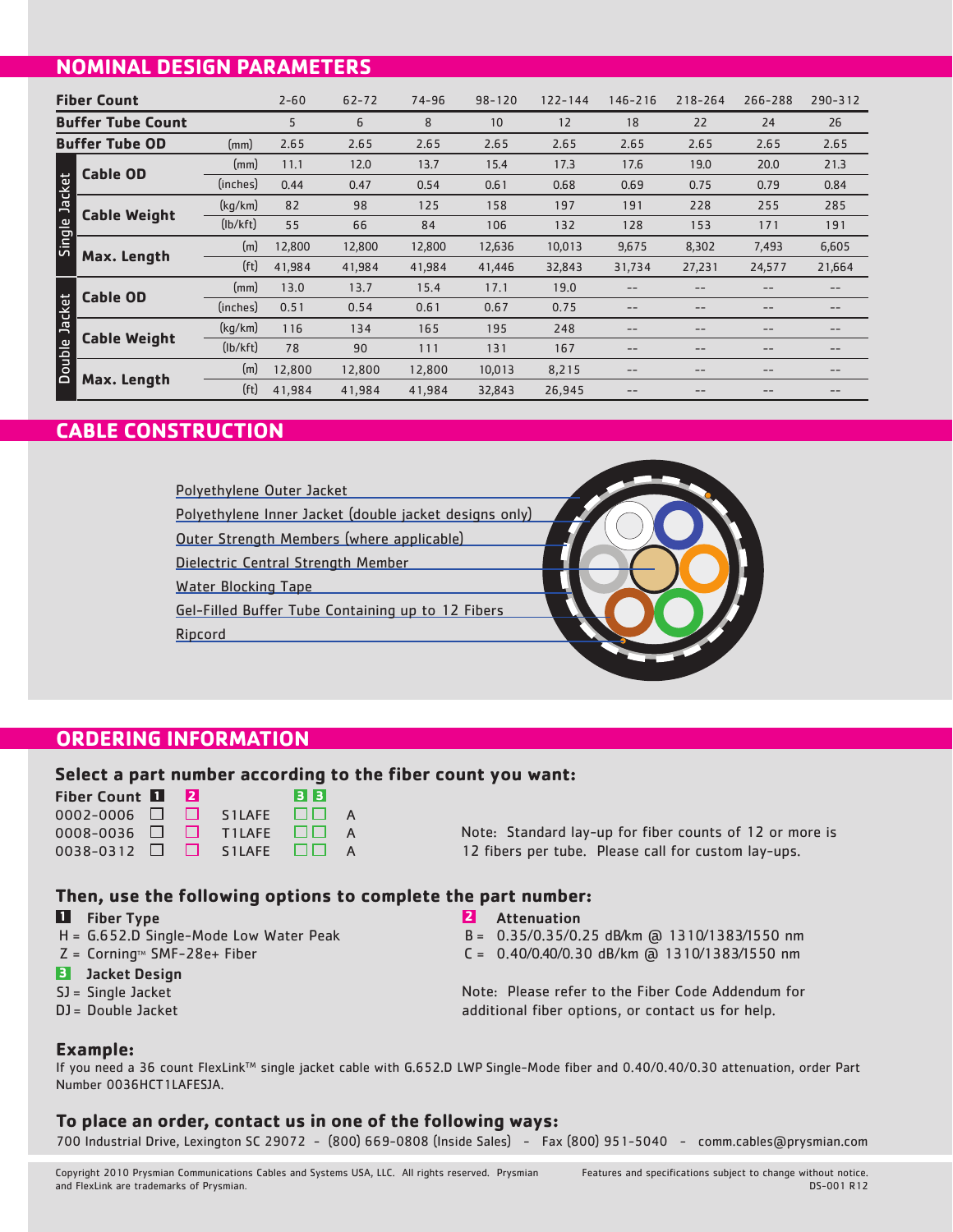## NOMINAL DESIGN PARAMETERS

| | | | 2-60 | 62-72 | 74-96 | 98-120 | 122-144 | 146-216 | 218-264 | 266-288 | 290-312 |
|---|---|---|---|---|---|---|---|---|---|---|---|
| **Fiber Count** | | | 2-60 | 62-72 | 74-96 | 98-120 | 122-144 | 146-216 | 218-264 | 266-288 | 290-312 |
| **Buffer Tube Count** | | | 5 | 6 | 8 | 10 | 12 | 18 | 22 | 24 | 26 |
| **Buffer Tube OD** | | (mm) | 2.65 | 2.65 | 2.65 | 2.65 | 2.65 | 2.65 | 2.65 | 2.65 | 2.65 |
| Single Jacket | **Cable OD** | (mm) | 11.1 | 12.0 | 13.7 | 15.4 | 17.3 | 17.6 | 19.0 | 20.0 | 21.3 |
| | | (inches) | 0.44 | 0.47 | 0.54 | 0.61 | 0.68 | 0.69 | 0.75 | 0.79 | 0.84 |
| | **Cable Weight** | (kg/km) | 82 | 98 | 125 | 158 | 197 | 191 | 228 | 255 | 285 |
| | | (lb/kft) | 55 | 66 | 84 | 106 | 132 | 128 | 153 | 171 | 191 |
| | **Max. Length** | (m) | 12,800 | 12,800 | 12,800 | 12,636 | 10,013 | 9,675 | 8,302 | 7,493 | 6,605 |
| | | (ft) | 41,984 | 41,984 | 41,984 | 41,446 | 32,843 | 31,734 | 27,231 | 24,577 | 21,664 |
| Double Jacket | **Cable OD** | (mm) | 13.0 | 13.7 | 15.4 | 17.1 | 19.0 | -- | -- | -- | -- |
| | | (inches) | 0.51 | 0.54 | 0.61 | 0.67 | 0.75 | -- | -- | -- | -- |
| | **Cable Weight** | (kg/km) | 116 | 134 | 165 | 195 | 248 | -- | -- | -- | -- |
| | | (lb/kft) | 78 | 90 | 111 | 131 | 167 | -- | -- | -- | -- |
| | **Max. Length** | (m) | 12,800 | 12,800 | 12,800 | 10,013 | 8,215 | -- | -- | -- | -- |
| | | (ft) | 41,984 | 41,984 | 41,984 | 32,843 | 26,945 | -- | -- | -- | -- |

## CABLE CONSTRUCTION

Polyethylene Outer Jacket

Polyethylene Inner Jacket (double jacket designs only)

Outer Strength Members (where applicable)

Dielectric Central Strength Member

Water Blocking Tape

Gel-Filled Buffer Tube Containing up to 12 Fibers

Ripcord

## ORDERING INFORMATION

### Select a part number according to the fiber count you want:

| Fiber Count | 1 | 2 | | 3 3 | |
|---|---|---|---|---|---|
| 0002-0006 | ☐ | ☐ | S1LAFE | ☐☐ | A |
| 0008-0036 | ☐ | ☐ | T1LAFE | ☐☐ | A |
| 0038-0312 | ☐ | ☐ | S1LAFE | ☐☐ | A |

Note: Standard lay-up for fiber counts of 12 or more is 12 fibers per tube. Please call for custom lay-ups.

### Then, use the following options to complete the part number:

**1 Fiber Type**
- H = G.652.D Single-Mode Low Water Peak
- Z = Corning™ SMF-28e+ Fiber

**3 Jacket Design**
- SJ = Single Jacket
- DJ = Double Jacket

**2 Attenuation**
- B = 0.35/0.35/0.25 dB/km @ 1310/1383/1550 nm
- C = 0.40/0.40/0.30 dB/km @ 1310/1383/1550 nm

Note: Please refer to the Fiber Code Addendum for additional fiber options, or contact us for help.

### Example:

If you need a 36 count FlexLink™ single jacket cable with G.652.D LWP Single-Mode fiber and 0.40/0.40/0.30 attenuation, order Part Number 0036HCT1LAFESJA.

### To place an order, contact us in one of the following ways:

700 Industrial Drive, Lexington SC 29072 - (800) 669-0808 (Inside Sales) - Fax (800) 951-5040 - comm.cables@prysmian.com

Copyright 2010 Prysmian Communications Cables and Systems USA, LLC. All rights reserved. Prysmian and FlexLink are trademarks of Prysmian.

Features and specifications subject to change without notice. DS-001 R12